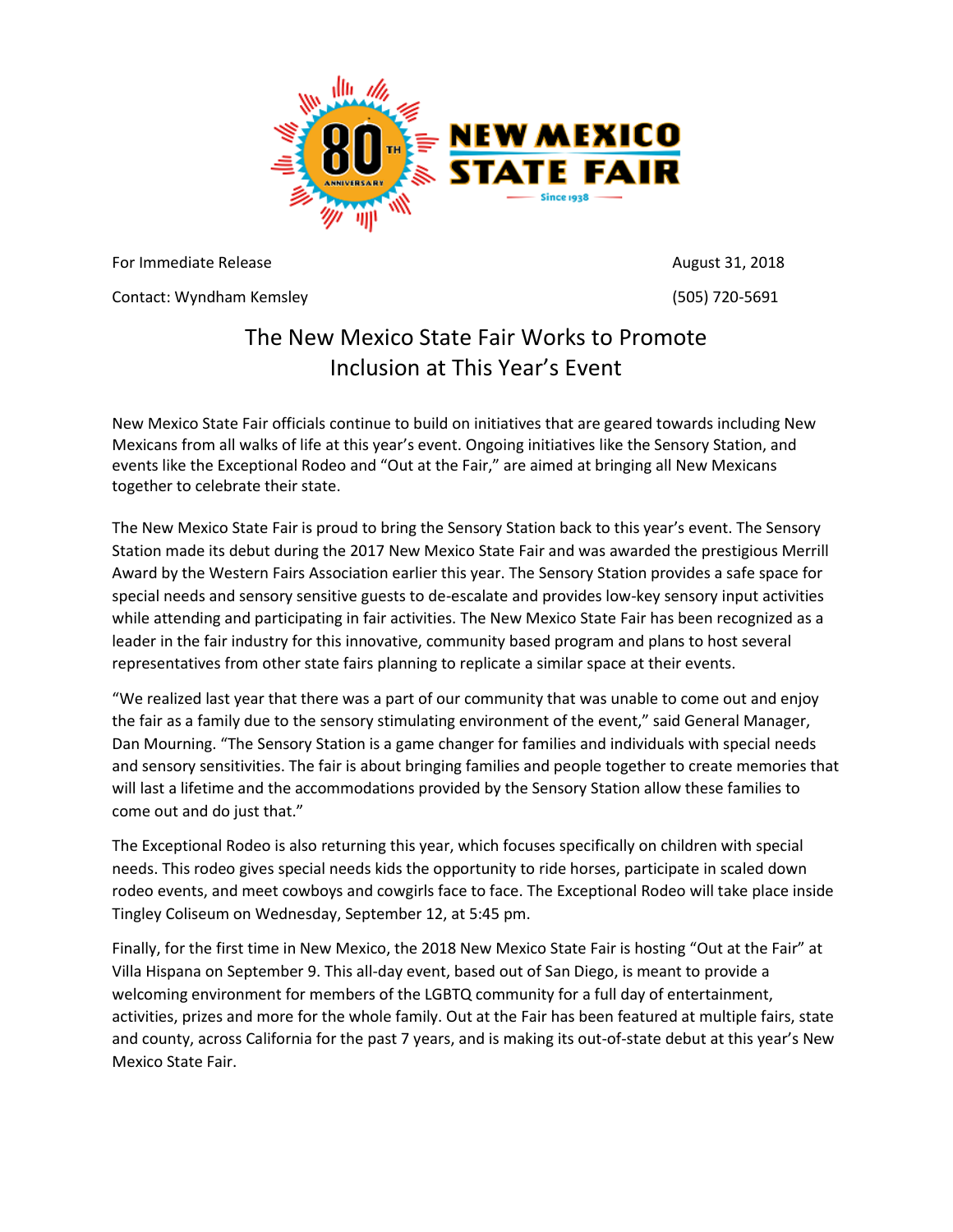For Immediate Release August 31, 2018

Contact: Wyndham Kemsley (505) 720-5691

# The New Mexico State Fair Works to Promote Inclusion at This Year's Event

New Mexico State Fair officials continue to build on initiatives that are geared towards including New Mexicans from all walks of life at this year's event. Ongoing initiatives like the Sensory Station, and events like the Exceptional Rodeo and "Out at the Fair," are aimed at bringing all New Mexicans together to celebrate their state.

The New Mexico State Fair is proud to bring the Sensory Station back to this year's event. The Sensory Station made its debut during the 2017 New Mexico State Fair and was awarded the prestigious Merrill Award by the Western Fairs Association earlier this year. The Sensory Station provides a safe space for special needs and sensory sensitive guests to de-escalate and provides low-key sensory input activities while attending and participating in fair activities. The New Mexico State Fair has been recognized as a leader in the fair industry for this innovative, community based program and plans to host several representatives from other state fairs planning to replicate a similar space at their events.

"We realized last year that there was a part of our community that was unable to come out and enjoy the fair as a family due to the sensory stimulating environment of the event," said General Manager, Dan Mourning. "The Sensory Station is a game changer for families and individuals with special needs and sensory sensitivities. The fair is about bringing families and people together to create memories that will last a lifetime and the accommodations provided by the Sensory Station allow these families to come out and do just that."

The Exceptional Rodeo is also returning this year, which focuses specifically on children with special needs. This rodeo gives special needs kids the opportunity to ride horses, participate in scaled down rodeo events, and meet cowboys and cowgirls face to face. The Exceptional Rodeo will take place inside Tingley Coliseum on Wednesday, September 12, at 5:45 pm.

Finally, for the first time in New Mexico, the 2018 New Mexico State Fair is hosting "Out at the Fair" at Villa Hispana on September 9. This all-day event, based out of San Diego, is meant to provide a welcoming environment for members of the LGBTQ community for a full day of entertainment, activities, prizes and more for the whole family. Out at the Fair has been featured at multiple fairs, state and county, across California for the past 7 years, and is making its out-of-state debut at this year's New Mexico State Fair.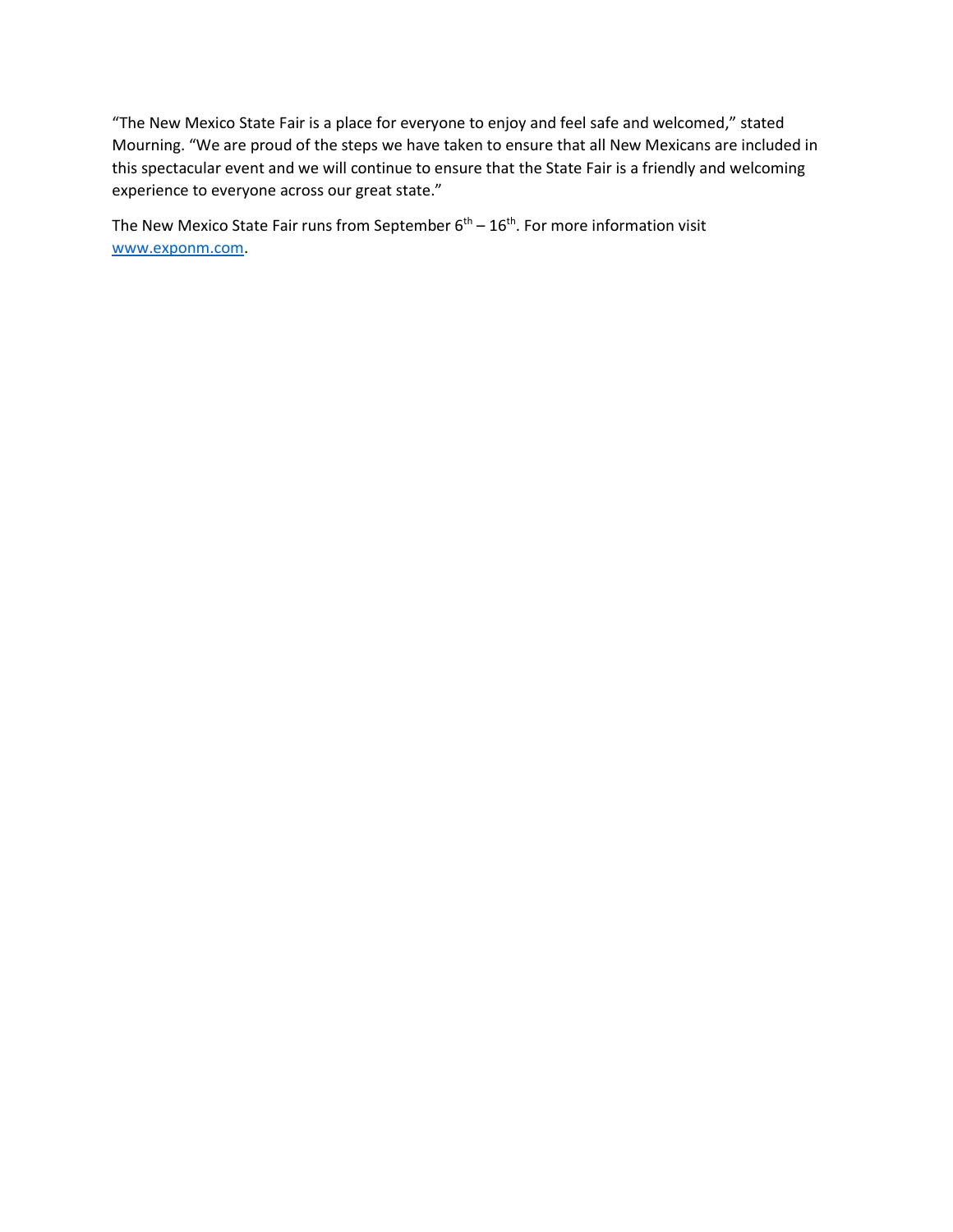"The New Mexico State Fair is a place for everyone to enjoy and feel safe and welcomed," stated Mourning. "We are proud of the steps we have taken to ensure that all New Mexicans are included in this spectacular event and we will continue to ensure that the State Fair is a friendly and welcoming experience to everyone across our great state."

The New Mexico State Fair runs from September 6th – 16th. For more information visit [www.exponm.com](http://www.exponm.com).